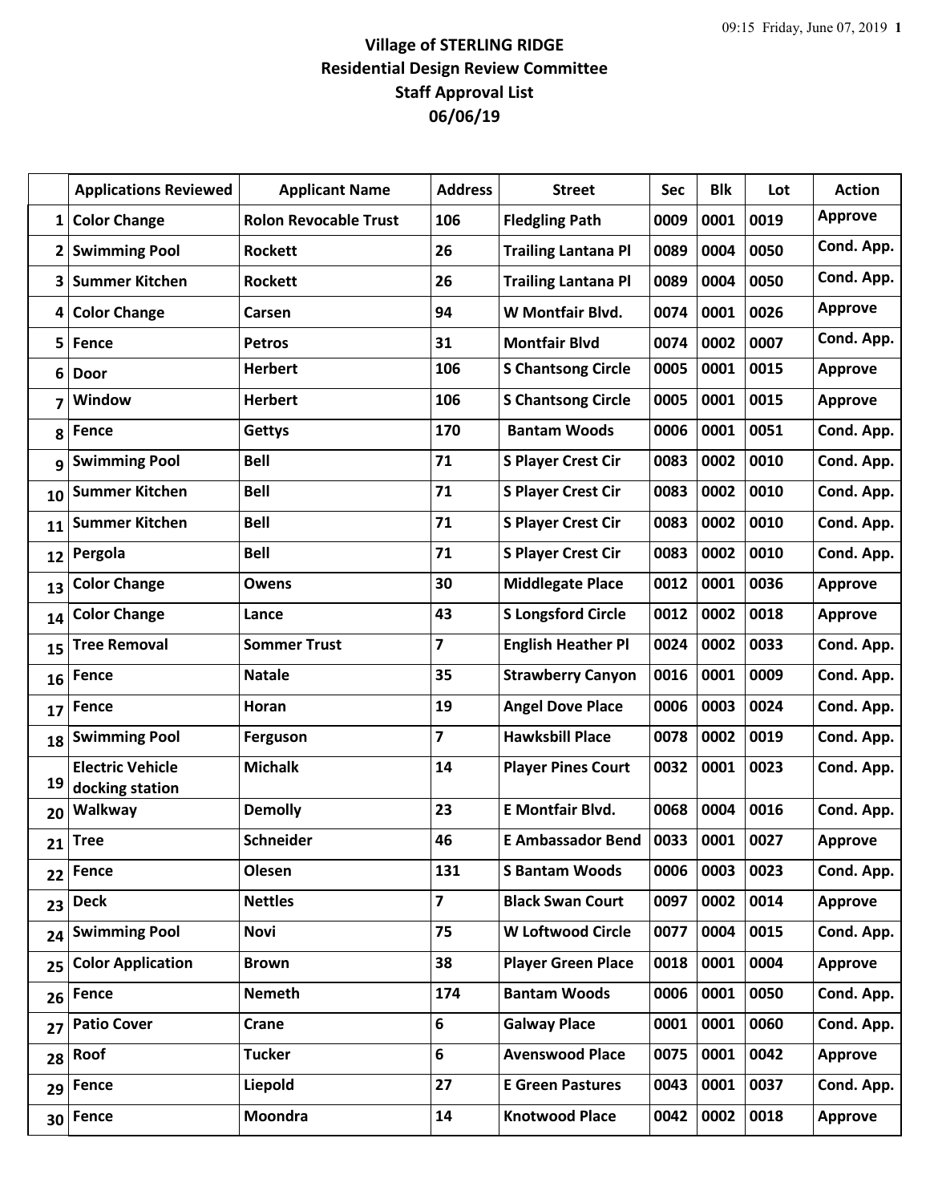# Village of STERLING RIDGE
## Residential Design Review Committee
## Staff Approval List
## 06/06/19

| | Applications Reviewed | Applicant Name | Address | Street | Sec | Blk | Lot | Action |
|---|---|---|---|---|---|---|---|---|
| 1 | Color Change | Rolon Revocable Trust | 106 | Fledgling Path | 0009 | 0001 | 0019 | Approve |
| 2 | Swimming Pool | Rockett | 26 | Trailing Lantana Pl | 0089 | 0004 | 0050 | Cond. App. |
| 3 | Summer Kitchen | Rockett | 26 | Trailing Lantana Pl | 0089 | 0004 | 0050 | Cond. App. |
| 4 | Color Change | Carsen | 94 | W Montfair Blvd. | 0074 | 0001 | 0026 | Approve |
| 5 | Fence | Petros | 31 | Montfair Blvd | 0074 | 0002 | 0007 | Cond. App. |
| 6 | Door | Herbert | 106 | S Chantsong Circle | 0005 | 0001 | 0015 | Approve |
| 7 | Window | Herbert | 106 | S Chantsong Circle | 0005 | 0001 | 0015 | Approve |
| 8 | Fence | Gettys | 170 | Bantam Woods | 0006 | 0001 | 0051 | Cond. App. |
| 9 | Swimming Pool | Bell | 71 | S Player Crest Cir | 0083 | 0002 | 0010 | Cond. App. |
| 10 | Summer Kitchen | Bell | 71 | S Player Crest Cir | 0083 | 0002 | 0010 | Cond. App. |
| 11 | Summer Kitchen | Bell | 71 | S Player Crest Cir | 0083 | 0002 | 0010 | Cond. App. |
| 12 | Pergola | Bell | 71 | S Player Crest Cir | 0083 | 0002 | 0010 | Cond. App. |
| 13 | Color Change | Owens | 30 | Middlegate Place | 0012 | 0001 | 0036 | Approve |
| 14 | Color Change | Lance | 43 | S Longsford Circle | 0012 | 0002 | 0018 | Approve |
| 15 | Tree Removal | Sommer Trust | 7 | English Heather Pl | 0024 | 0002 | 0033 | Cond. App. |
| 16 | Fence | Natale | 35 | Strawberry Canyon | 0016 | 0001 | 0009 | Cond. App. |
| 17 | Fence | Horan | 19 | Angel Dove Place | 0006 | 0003 | 0024 | Cond. App. |
| 18 | Swimming Pool | Ferguson | 7 | Hawksbill Place | 0078 | 0002 | 0019 | Cond. App. |
| 19 | Electric Vehicle docking station | Michalk | 14 | Player Pines Court | 0032 | 0001 | 0023 | Cond. App. |
| 20 | Walkway | Demolly | 23 | E Montfair Blvd. | 0068 | 0004 | 0016 | Cond. App. |
| 21 | Tree | Schneider | 46 | E Ambassador Bend | 0033 | 0001 | 0027 | Approve |
| 22 | Fence | Olesen | 131 | S Bantam Woods | 0006 | 0003 | 0023 | Cond. App. |
| 23 | Deck | Nettles | 7 | Black Swan Court | 0097 | 0002 | 0014 | Approve |
| 24 | Swimming Pool | Novi | 75 | W Loftwood Circle | 0077 | 0004 | 0015 | Cond. App. |
| 25 | Color Application | Brown | 38 | Player Green Place | 0018 | 0001 | 0004 | Approve |
| 26 | Fence | Nemeth | 174 | Bantam Woods | 0006 | 0001 | 0050 | Cond. App. |
| 27 | Patio Cover | Crane | 6 | Galway Place | 0001 | 0001 | 0060 | Cond. App. |
| 28 | Roof | Tucker | 6 | Avenswood Place | 0075 | 0001 | 0042 | Approve |
| 29 | Fence | Liepold | 27 | E Green Pastures | 0043 | 0001 | 0037 | Cond. App. |
| 30 | Fence | Moondra | 14 | Knotwood Place | 0042 | 0002 | 0018 | Approve |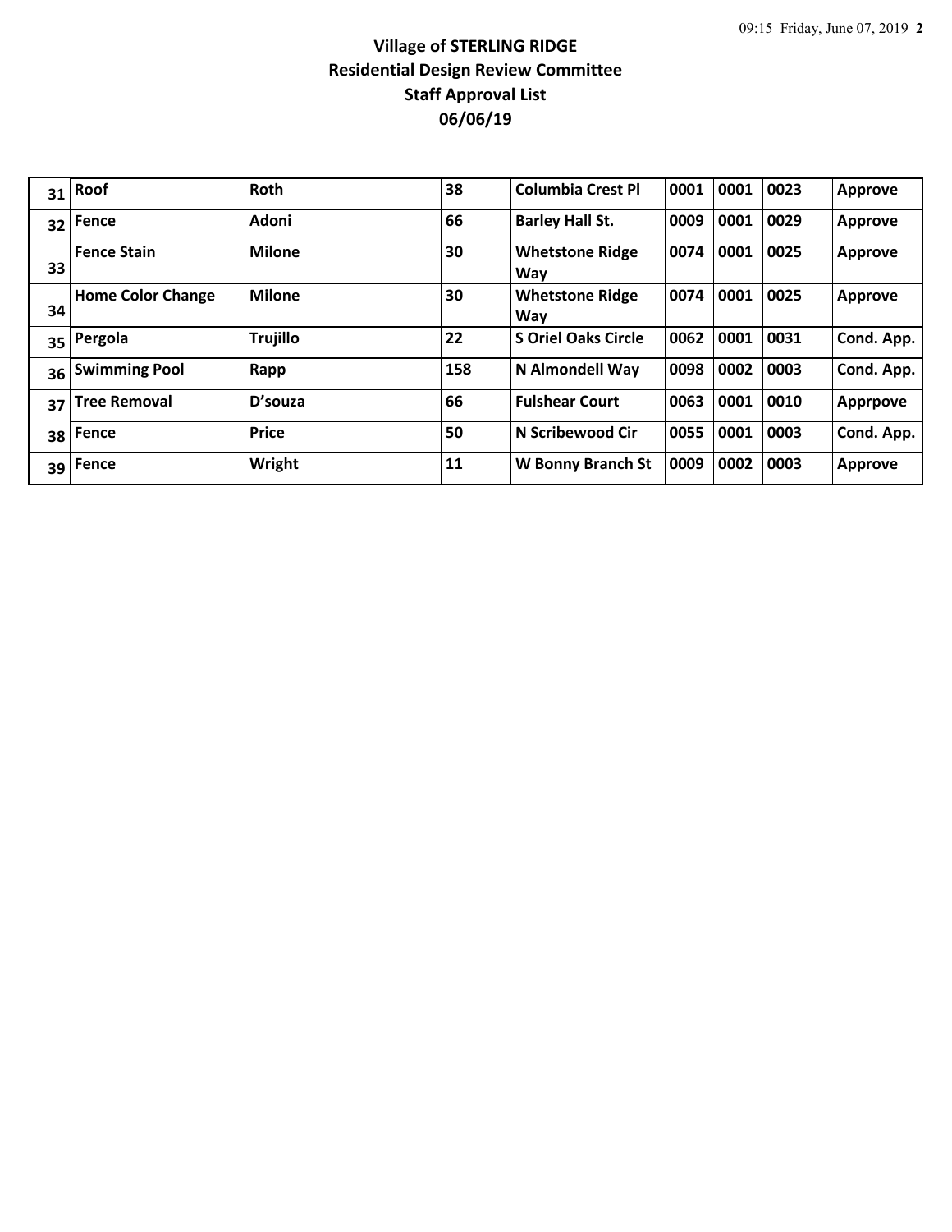**Village of STERLING RIDGE**
**Residential Design Review Committee**
**Staff Approval List**
**06/06/19**

| | | | | | | | | |
|---|---|---|---|---|---|---|---|---|
| 31 | Roof | Roth | 38 | Columbia Crest Pl | 0001 | 0001 | 0023 | Approve |
| 32 | Fence | Adoni | 66 | Barley Hall St. | 0009 | 0001 | 0029 | Approve |
| 33 | Fence Stain | Milone | 30 | Whetstone Ridge Way | 0074 | 0001 | 0025 | Approve |
| 34 | Home Color Change | Milone | 30 | Whetstone Ridge Way | 0074 | 0001 | 0025 | Approve |
| 35 | Pergola | Trujillo | 22 | S Oriel Oaks Circle | 0062 | 0001 | 0031 | Cond. App. |
| 36 | Swimming Pool | Rapp | 158 | N Almondell Way | 0098 | 0002 | 0003 | Cond. App. |
| 37 | Tree Removal | D'souza | 66 | Fulshear Court | 0063 | 0001 | 0010 | Apprpove |
| 38 | Fence | Price | 50 | N Scribewood Cir | 0055 | 0001 | 0003 | Cond. App. |
| 39 | Fence | Wright | 11 | W Bonny Branch St | 0009 | 0002 | 0003 | Approve |